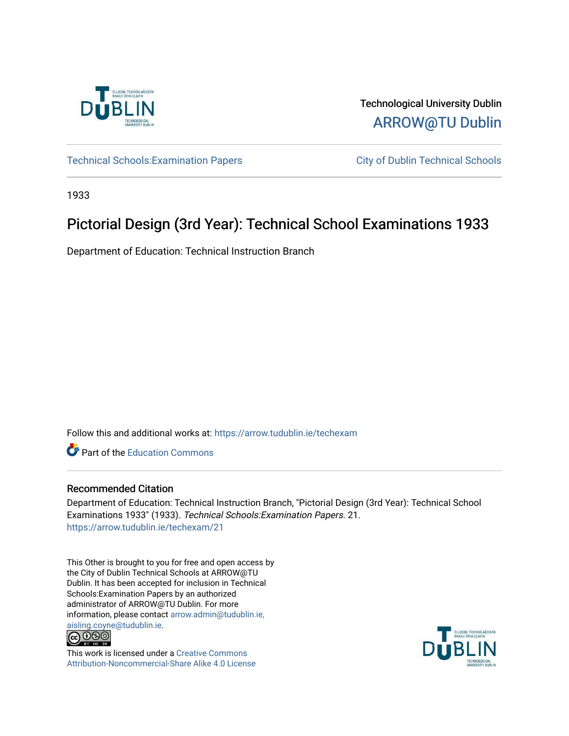Technological University Dublin

ARROW@TU Dublin

Technical Schools:Examination Papers

City of Dublin Technical Schools

1933

# Pictorial Design (3rd Year): Technical School Examinations 1933

Department of Education: Technical Instruction Branch

Follow this and additional works at: https://arrow.tudublin.ie/techexam

Part of the Education Commons

## Recommended Citation

Department of Education: Technical Instruction Branch, "Pictorial Design (3rd Year): Technical School Examinations 1933" (1933). *Technical Schools:Examination Papers*. 21.
https://arrow.tudublin.ie/techexam/21

This Other is brought to you for free and open access by the City of Dublin Technical Schools at ARROW@TU Dublin. It has been accepted for inclusion in Technical Schools:Examination Papers by an authorized administrator of ARROW@TU Dublin. For more information, please contact arrow.admin@tudublin.ie, aisling.coyne@tudublin.ie.

This work is licensed under a Creative Commons Attribution-Noncommercial-Share Alike 4.0 License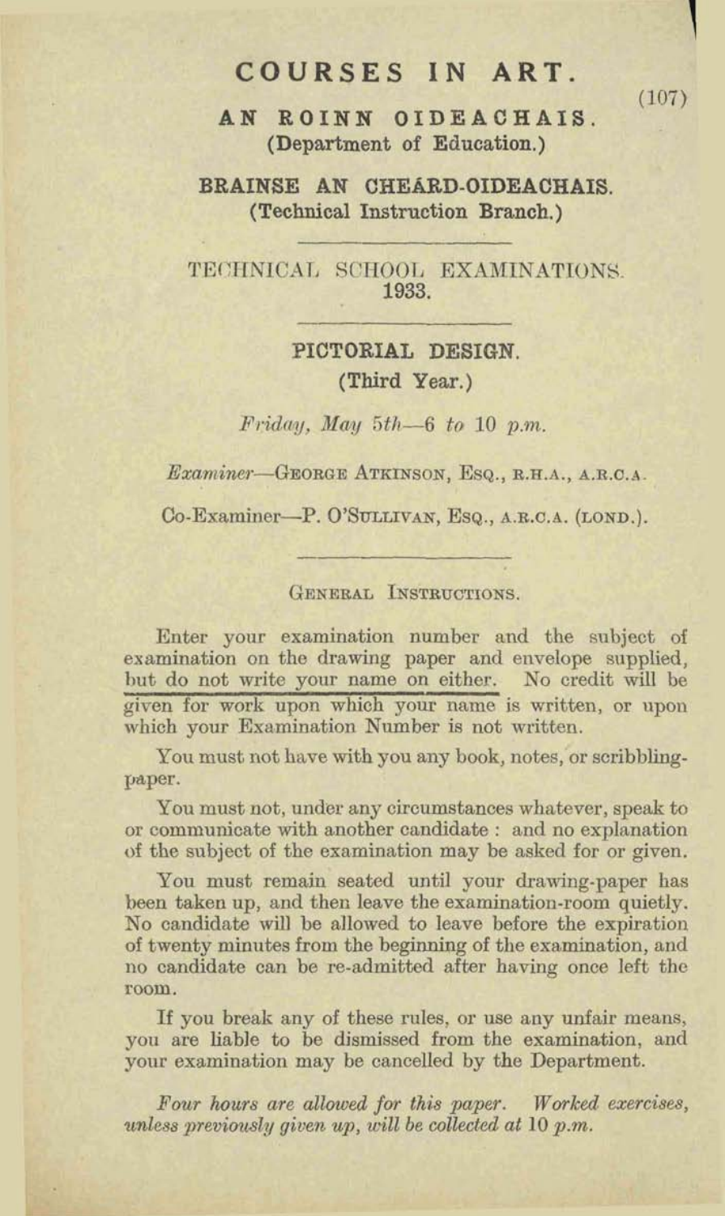# COURSES IN ART.

(107)

## AN ROINN OIDEACHAIS.
**(Department of Education.)**

## BRAINSE AN CHEÁRD-OIDEACHAIS.
**(Technical Instruction Branch.)**

---

TECHNICAL SCHOOL EXAMINATIONS.
**1933.**

---

## PICTORIAL DESIGN.
**(Third Year.)**

*Friday, May 5th—6 to 10 p.m.*

*Examiner*—George Atkinson, Esq., R.H.A., A.R.C.A.

Co-Examiner—P. O'Sullivan, Esq., A.R.C.A. (Lond.).

---

### General Instructions.

Enter your examination number and the subject of examination on the drawing paper and envelope supplied, but do not write your name on either. No credit will be given for work upon which your name is written, or upon which your Examination Number is not written.

You must not have with you any book, notes, or scribbling-paper.

You must not, under any circumstances whatever, speak to or communicate with another candidate : and no explanation of the subject of the examination may be asked for or given.

You must remain seated until your drawing-paper has been taken up, and then leave the examination-room quietly. No candidate will be allowed to leave before the expiration of twenty minutes from the beginning of the examination, and no candidate can be re-admitted after having once left the room.

If you break any of these rules, or use any unfair means, you are liable to be dismissed from the examination, and your examination may be cancelled by the Department.

*Four hours are allowed for this paper. Worked exercises, unless previously given up, will be collected at 10 p.m.*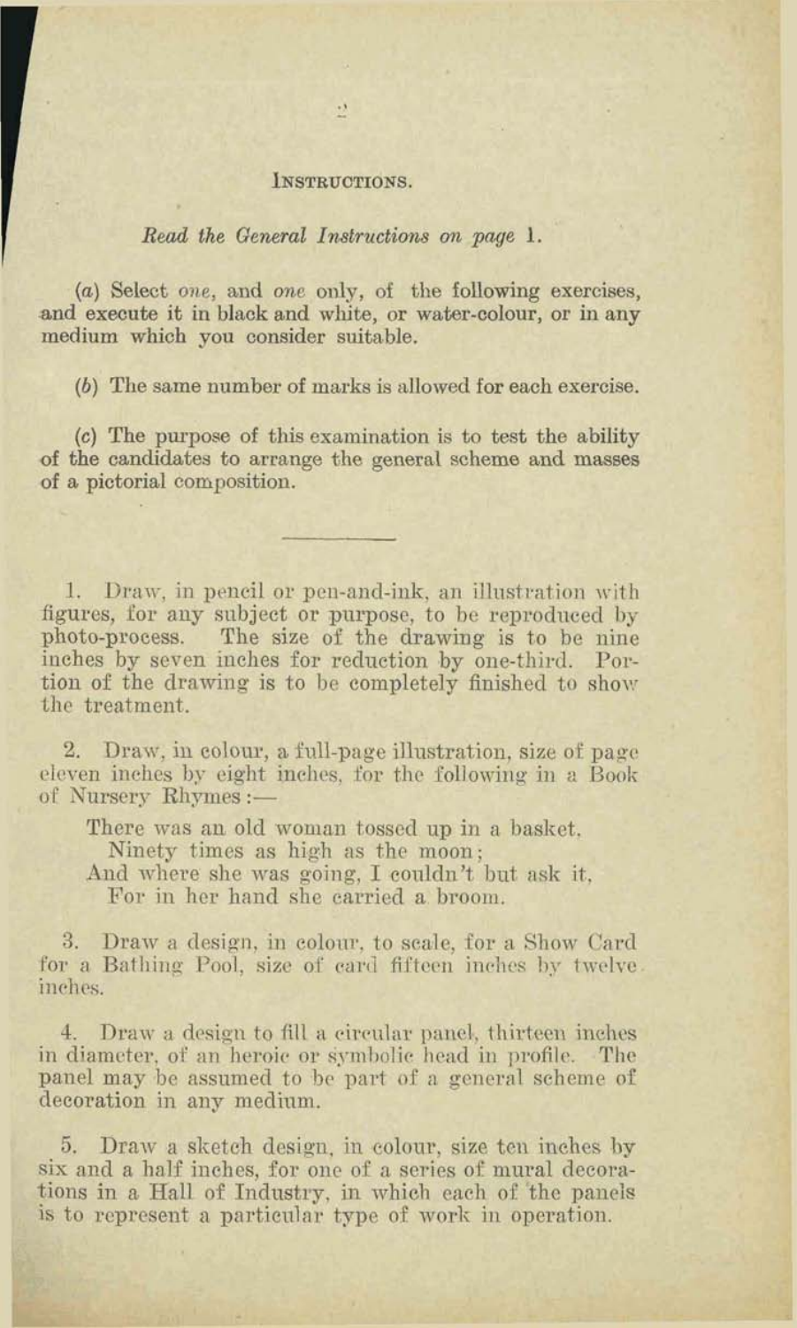## INSTRUCTIONS.

*Read the General Instructions on page* 1.

(*a*) Select *one*, and *one* only, of the following exercises, and execute it in black and white, or water-colour, or in any medium which you consider suitable.

(*b*) The same number of marks is allowed for each exercise.

(*c*) The purpose of this examination is to test the ability of the candidates to arrange the general scheme and masses of a pictorial composition.

---

1. Draw, in pencil or pen-and-ink, an illustration with figures, for any subject or purpose, to be reproduced by photo-process. The size of the drawing is to be nine inches by seven inches for reduction by one-third. Portion of the drawing is to be completely finished to show the treatment.

2. Draw, in colour, a full-page illustration, size of page eleven inches by eight inches, for the following in a Book of Nursery Rhymes:—

> There was an old woman tossed up in a basket,
> Ninety times as high as the moon;
> And where she was going, I couldn't but ask it,
> For in her hand she carried a broom.

3. Draw a design, in colour, to scale, for a Show Card for a Bathing Pool, size of card fifteen inches by twelve inches.

4. Draw a design to fill a circular panel, thirteen inches in diameter, of an heroic or symbolic head in profile. The panel may be assumed to be part of a general scheme of decoration in any medium.

5. Draw a sketch design, in colour, size ten inches by six and a half inches, for one of a series of mural decorations in a Hall of Industry, in which each of the panels is to represent a particular type of work in operation.